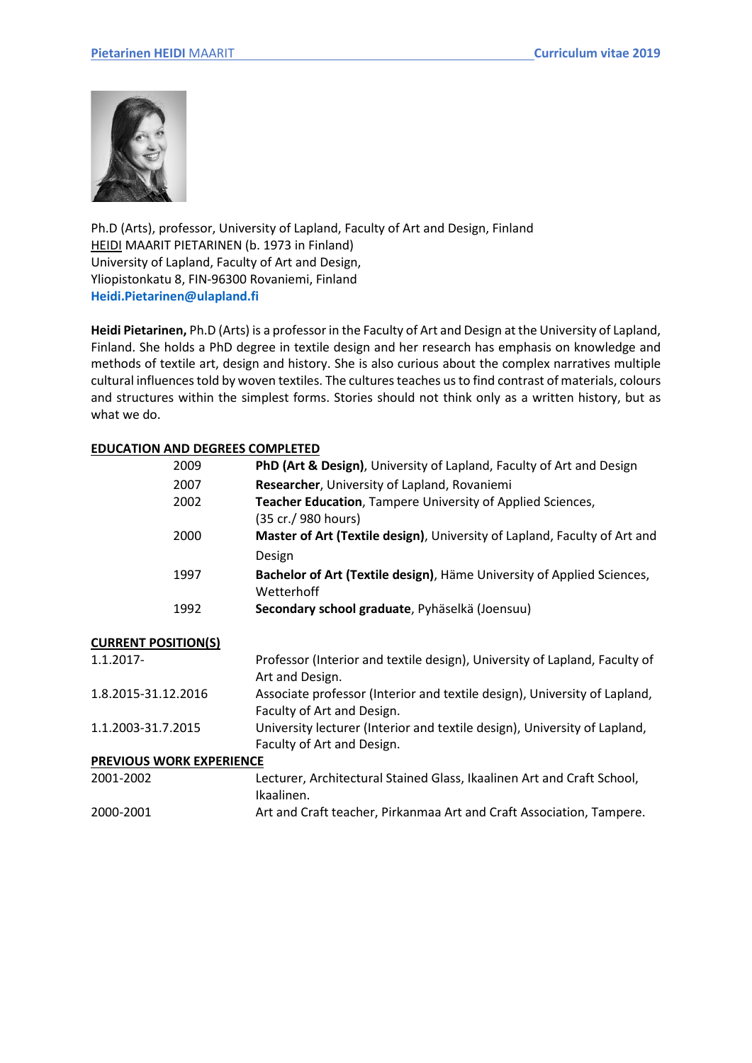Ph.D (Arts), professor, University of Lapland, Faculty of Art and Design, Finland
HEIDI MAARIT PIETARINEN (b. 1973 in Finland)
University of Lapland, Faculty of Art and Design,
Yliopistonkatu 8, FIN-96300 Rovaniemi, Finland
**Heidi.Pietarinen@ulapland.fi**

**Heidi Pietarinen,** Ph.D (Arts) is a professor in the Faculty of Art and Design at the University of Lapland, Finland. She holds a PhD degree in textile design and her research has emphasis on knowledge and methods of textile art, design and history. She is also curious about the complex narratives multiple cultural influences told by woven textiles. The cultures teaches us to find contrast of materials, colours and structures within the simplest forms. Stories should not think only as a written history, but as what we do.

## EDUCATION AND DEGREES COMPLETED

| | |
|---|---|
| 2009 | **PhD (Art & Design)**, University of Lapland, Faculty of Art and Design |
| 2007 | **Researcher**, University of Lapland, Rovaniemi |
| 2002 | **Teacher Education**, Tampere University of Applied Sciences, (35 cr./ 980 hours) |
| 2000 | **Master of Art (Textile design)**, University of Lapland, Faculty of Art and Design |
| 1997 | **Bachelor of Art (Textile design)**, Häme University of Applied Sciences, Wetterhoff |
| 1992 | **Secondary school graduate**, Pyhäselkä (Joensuu) |

## CURRENT POSITION(S)

| | |
|---|---|
| 1.1.2017- | Professor (Interior and textile design), University of Lapland, Faculty of Art and Design. |
| 1.8.2015-31.12.2016 | Associate professor (Interior and textile design), University of Lapland, Faculty of Art and Design. |
| 1.1.2003-31.7.2015 | University lecturer (Interior and textile design), University of Lapland, Faculty of Art and Design. |

## PREVIOUS WORK EXPERIENCE

| | |
|---|---|
| 2001-2002 | Lecturer, Architectural Stained Glass, Ikaalinen Art and Craft School, Ikaalinen. |
| 2000-2001 | Art and Craft teacher, Pirkanmaa Art and Craft Association, Tampere. |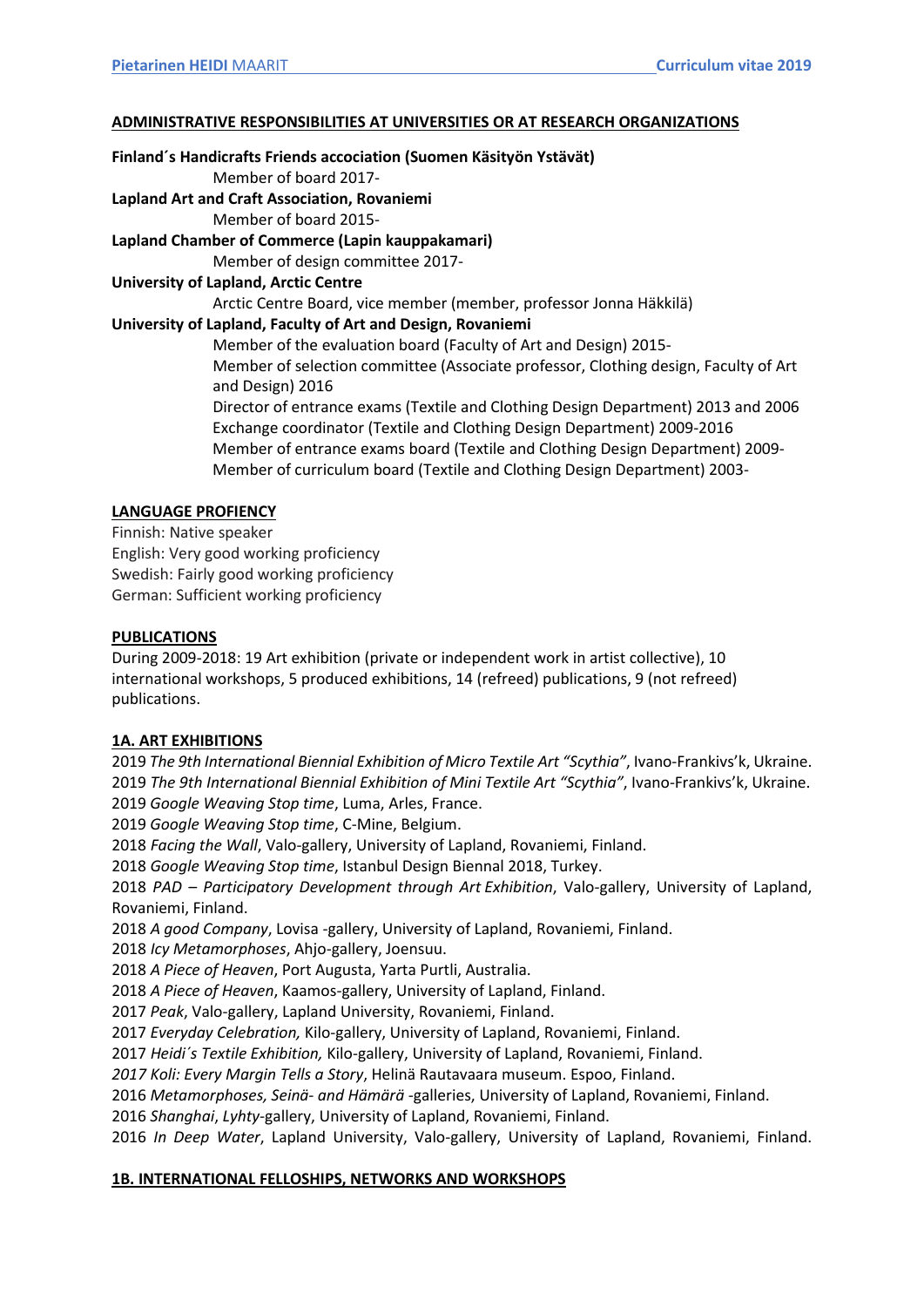## ADMINISTRATIVE RESPONSIBILITIES AT UNIVERSITIES OR AT RESEARCH ORGANIZATIONS

**Finland´s Handicrafts Friends acciociation (Suomen Käsityön Ystävät)**
Member of board 2017-

**Lapland Art and Craft Association, Rovaniemi**
Member of board 2015-

**Lapland Chamber of Commerce (Lapin kauppakamari)**
Member of design committee 2017-

**University of Lapland, Arctic Centre**
Arctic Centre Board, vice member (member, professor Jonna Häkkilä)

**University of Lapland, Faculty of Art and Design, Rovaniemi**
Member of the evaluation board (Faculty of Art and Design) 2015-
Member of selection committee (Associate professor, Clothing design, Faculty of Art and Design) 2016
Director of entrance exams (Textile and Clothing Design Department) 2013 and 2006
Exchange coordinator (Textile and Clothing Design Department) 2009-2016
Member of entrance exams board (Textile and Clothing Design Department) 2009-
Member of curriculum board (Textile and Clothing Design Department) 2003-

## LANGUAGE PROFIENCY

Finnish: Native speaker
English: Very good working proficiency
Swedish: Fairly good working proficiency
German: Sufficient working proficiency

## PUBLICATIONS

During 2009-2018: 19 Art exhibition (private or independent work in artist collective), 10 international workshops, 5 produced exhibitions, 14 (refreed) publications, 9 (not refreed) publications.

## 1A. ART EXHIBITIONS

2019 *The 9th International Biennial Exhibition of Micro Textile Art "Scythia"*, Ivano-Frankivs'k, Ukraine.
2019 *The 9th International Biennial Exhibition of Mini Textile Art "Scythia"*, Ivano-Frankivs'k, Ukraine.
2019 *Google Weaving Stop time*, Luma, Arles, France.
2019 *Google Weaving Stop time*, C-Mine, Belgium.
2018 *Facing the Wall*, Valo-gallery, University of Lapland, Rovaniemi, Finland.
2018 *Google Weaving Stop time*, Istanbul Design Biennal 2018, Turkey.
2018 *PAD – Participatory Development through Art Exhibition*, Valo-gallery, University of Lapland, Rovaniemi, Finland.
2018 *A good Company*, Lovisa -gallery, University of Lapland, Rovaniemi, Finland.
2018 *Icy Metamorphoses*, Ahjo-gallery, Joensuu.
2018 *A Piece of Heaven*, Port Augusta, Yarta Purtli, Australia.
2018 *A Piece of Heaven*, Kaamos-gallery, University of Lapland, Finland.
2017 *Peak*, Valo-gallery, Lapland University, Rovaniemi, Finland.
2017 *Everyday Celebration,* Kilo-gallery, University of Lapland, Rovaniemi, Finland.
2017 *Heidi´s Textile Exhibition,* Kilo-gallery, University of Lapland, Rovaniemi, Finland.
*2017 Koli: Every Margin Tells a Story*, Helinä Rautavaara museum. Espoo, Finland.
2016 *Metamorphoses, Seinä- and Hämärä* -galleries, University of Lapland, Rovaniemi, Finland.
2016 *Shanghai*, *Lyhty*-gallery, University of Lapland, Rovaniemi, Finland.
2016 *In Deep Water*, Lapland University, Valo-gallery, University of Lapland, Rovaniemi, Finland.

## 1B. INTERNATIONAL FELLOSHIPS, NETWORKS AND WORKSHOPS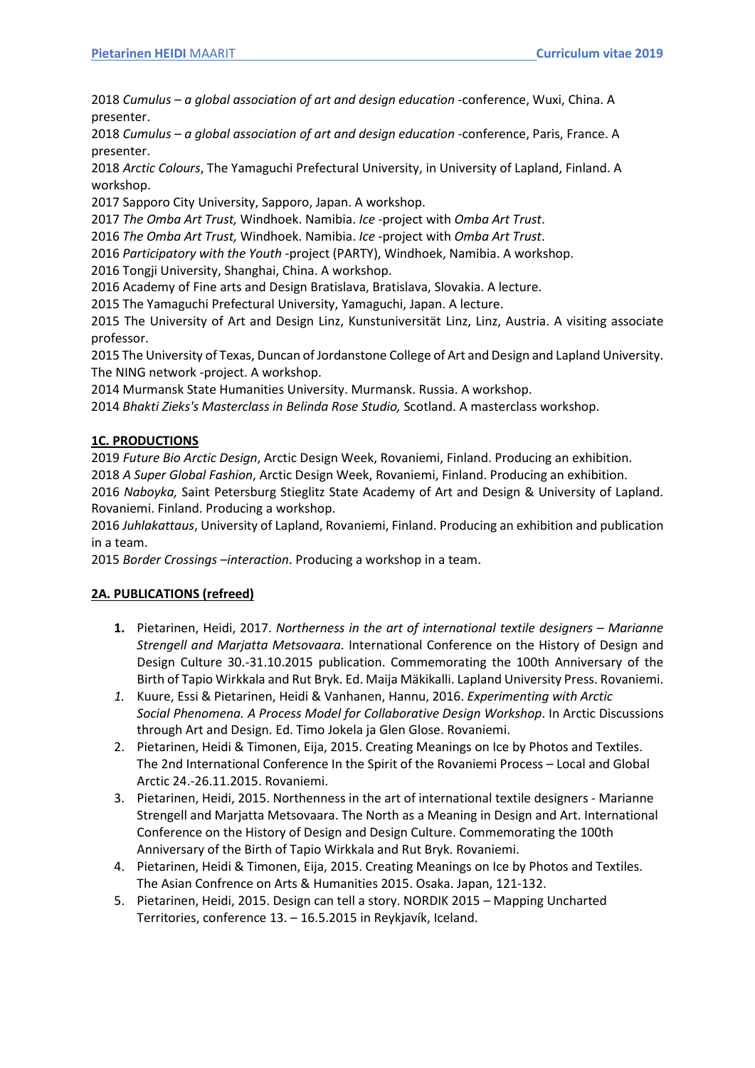2018 *Cumulus – a global association of art and design education* -conference, Wuxi, China. A presenter.
2018 *Cumulus – a global association of art and design education* -conference, Paris, France. A presenter.
2018 *Arctic Colours*, The Yamaguchi Prefectural University, in University of Lapland, Finland. A workshop.
2017 Sapporo City University, Sapporo, Japan. A workshop.
2017 *The Omba Art Trust,* Windhoek. Namibia. *Ice* -project with *Omba Art Trust*.
2016 *The Omba Art Trust,* Windhoek. Namibia. *Ice* -project with *Omba Art Trust*.
2016 *Participatory with the Youth* -project (PARTY), Windhoek, Namibia. A workshop.
2016 Tongji University, Shanghai, China. A workshop.
2016 Academy of Fine arts and Design Bratislava, Bratislava, Slovakia. A lecture.
2015 The Yamaguchi Prefectural University, Yamaguchi, Japan. A lecture.
2015 The University of Art and Design Linz, Kunstuniversität Linz, Linz, Austria. A visiting associate professor.
2015 The University of Texas, Duncan of Jordanstone College of Art and Design and Lapland University. The NING network -project. A workshop.
2014 Murmansk State Humanities University. Murmansk. Russia. A workshop.
2014 *Bhakti Zieks's Masterclass in Belinda Rose Studio,* Scotland. A masterclass workshop.

**1C. PRODUCTIONS**

2019 *Future Bio Arctic Design*, Arctic Design Week, Rovaniemi, Finland. Producing an exhibition.
2018 *A Super Global Fashion*, Arctic Design Week, Rovaniemi, Finland. Producing an exhibition.
2016 *Naboyka,* Saint Petersburg Stieglitz State Academy of Art and Design & University of Lapland. Rovaniemi. Finland. Producing a workshop.
2016 *Juhlakattaus*, University of Lapland, Rovaniemi, Finland. Producing an exhibition and publication in a team.
2015 *Border Crossings –interaction*. Producing a workshop in a team.

**2A. PUBLICATIONS (refreed)**

1. Pietarinen, Heidi, 2017. *Northerness in the art of international textile designers – Marianne Strengell and Marjatta Metsovaara.* International Conference on the History of Design and Design Culture 30.-31.10.2015 publication. Commemorating the 100th Anniversary of the Birth of Tapio Wirkkala and Rut Bryk. Ed. Maija Mäkikalli. Lapland University Press. Rovaniemi.
1. Kuure, Essi & Pietarinen, Heidi & Vanhanen, Hannu, 2016. *Experimenting with Arctic Social Phenomena. A Process Model for Collaborative Design Workshop*. In Arctic Discussions through Art and Design. Ed. Timo Jokela ja Glen Glose. Rovaniemi.
2. Pietarinen, Heidi & Timonen, Eija, 2015. Creating Meanings on Ice by Photos and Textiles. The 2nd International Conference In the Spirit of the Rovaniemi Process – Local and Global Arctic 24.-26.11.2015. Rovaniemi.
3. Pietarinen, Heidi, 2015. Northenness in the art of international textile designers - Marianne Strengell and Marjatta Metsovaara. The North as a Meaning in Design and Art. International Conference on the History of Design and Design Culture. Commemorating the 100th Anniversary of the Birth of Tapio Wirkkala and Rut Bryk. Rovaniemi.
4. Pietarinen, Heidi & Timonen, Eija, 2015. Creating Meanings on Ice by Photos and Textiles. The Asian Confrence on Arts & Humanities 2015. Osaka. Japan, 121-132.
5. Pietarinen, Heidi, 2015. Design can tell a story. NORDIK 2015 – Mapping Uncharted Territories, conference 13. – 16.5.2015 in Reykjavík, Iceland.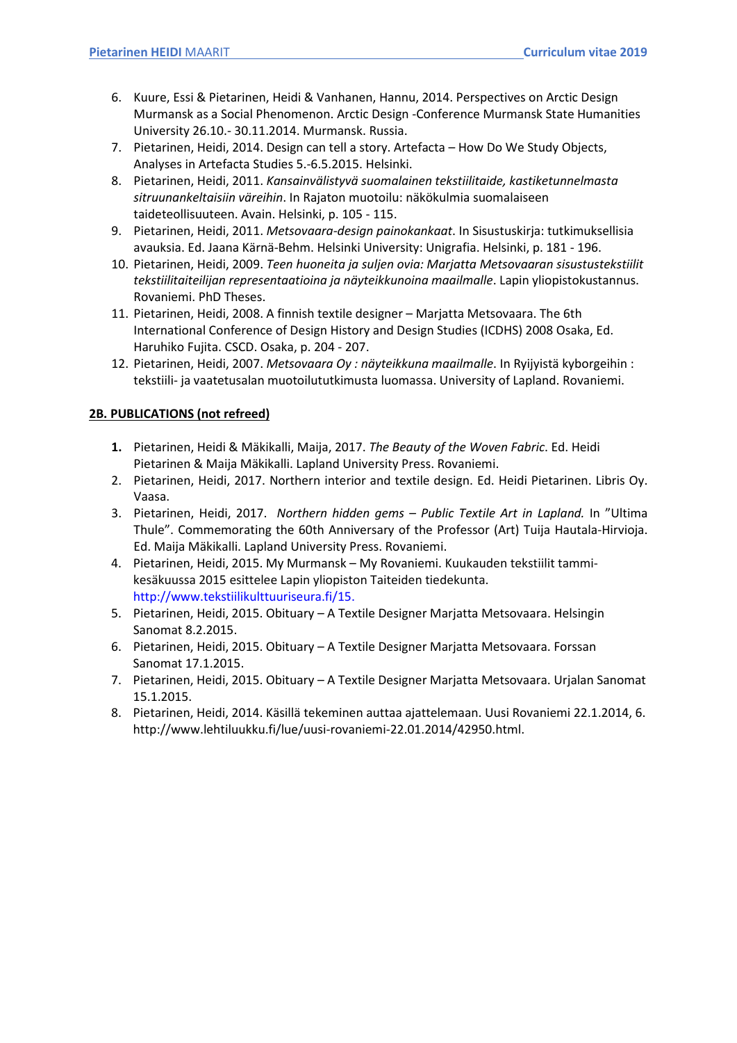6. Kuure, Essi & Pietarinen, Heidi & Vanhanen, Hannu, 2014. Perspectives on Arctic Design Murmansk as a Social Phenomenon. Arctic Design -Conference Murmansk State Humanities University 26.10.- 30.11.2014. Murmansk. Russia.
7. Pietarinen, Heidi, 2014. Design can tell a story. Artefacta – How Do We Study Objects, Analyses in Artefacta Studies 5.-6.5.2015. Helsinki.
8. Pietarinen, Heidi, 2011. *Kansainvälistyvä suomalainen tekstiilitaide, kastiketunnelmasta sitruunankeltaisiin väreihin*. In Rajaton muotoilu: näkökulmia suomalaiseen taideteollisuuteen. Avain. Helsinki, p. 105 - 115.
9. Pietarinen, Heidi, 2011. *Metsovaara-design painokankaat*. In Sisustuskirja: tutkimuksellisia avauksia. Ed. Jaana Kärnä-Behm. Helsinki University: Unigrafia. Helsinki, p. 181 - 196.
10. Pietarinen, Heidi, 2009. *Teen huoneita ja suljen ovia: Marjatta Metsovaaran sisustustekstiilit tekstiilitaiteilijan representaatioina ja näyteikkunoina maailmalle*. Lapin yliopistokustannus. Rovaniemi. PhD Theses.
11. Pietarinen, Heidi, 2008. A finnish textile designer – Marjatta Metsovaara. The 6th International Conference of Design History and Design Studies (ICDHS) 2008 Osaka, Ed. Haruhiko Fujita. CSCD. Osaka, p. 204 - 207.
12. Pietarinen, Heidi, 2007. *Metsovaara Oy : näyteikkuna maailmalle*. In Ryijyistä kyborgeihin : tekstiili- ja vaatetusalan muotoilututkimusta luomassa. University of Lapland. Rovaniemi.

**2B. PUBLICATIONS (not refreed)**

1. Pietarinen, Heidi & Mäkikalli, Maija, 2017. *The Beauty of the Woven Fabric*. Ed. Heidi Pietarinen & Maija Mäkikalli. Lapland University Press. Rovaniemi.
2. Pietarinen, Heidi, 2017. Northern interior and textile design. Ed. Heidi Pietarinen. Libris Oy. Vaasa.
3. Pietarinen, Heidi, 2017. *Northern hidden gems – Public Textile Art in Lapland.* In "Ultima Thule". Commemorating the 60th Anniversary of the Professor (Art) Tuija Hautala-Hirvioja. Ed. Maija Mäkikalli. Lapland University Press. Rovaniemi.
4. Pietarinen, Heidi, 2015. My Murmansk – My Rovaniemi. Kuukauden tekstiilit tammi-kesäkuussa 2015 esittelee Lapin yliopiston Taiteiden tiedekunta. http://www.tekstiilikulttuuriseura.fi/15.
5. Pietarinen, Heidi, 2015. Obituary – A Textile Designer Marjatta Metsovaara. Helsingin Sanomat 8.2.2015.
6. Pietarinen, Heidi, 2015. Obituary – A Textile Designer Marjatta Metsovaara. Forssan Sanomat 17.1.2015.
7. Pietarinen, Heidi, 2015. Obituary – A Textile Designer Marjatta Metsovaara. Urjalan Sanomat 15.1.2015.
8. Pietarinen, Heidi, 2014. Käsillä tekeminen auttaa ajattelemaan. Uusi Rovaniemi 22.1.2014, 6. http://www.lehtiluukku.fi/lue/uusi-rovaniemi-22.01.2014/42950.html.